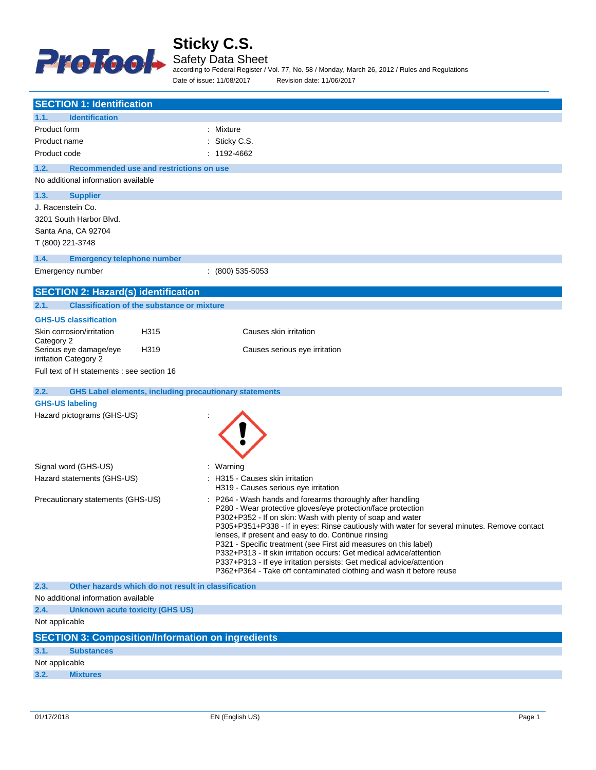# Sticky C.S.

Safety Data Sheet

according to Federal Register / Vol. 77, No. 58 / Monday, March 26, 2012 / Rules and Regulations

Date of issue: 11/08/2017 Revision date: 11/06/2017

## SECTION 1: Identification

### 1.1. Identification

| | |
|---|---|
| Product form | : Mixture |
| Product name | : Sticky C.S. |
| Product code | : 1192-4662 |

### 1.2. Recommended use and restrictions on use

No additional information available

### 1.3. Supplier

J. Racenstein Co.
3201 South Harbor Blvd.
Santa Ana, CA 92704
T (800) 221-3748

### 1.4. Emergency telephone number

| | |
|---|---|
| Emergency number | : (800) 535-5053 |

## SECTION 2: Hazard(s) identification

### 2.1. Classification of the substance or mixture

**GHS-US classification**

| | | |
|---|---|---|
| Skin corrosion/irritation Category 2 | H315 | Causes skin irritation |
| Serious eye damage/eye irritation Category 2 | H319 | Causes serious eye irritation |

Full text of H statements : see section 16

### 2.2. GHS Label elements, including precautionary statements

**GHS-US labeling**

Hazard pictograms (GHS-US) :

Signal word (GHS-US) : Warning

Hazard statements (GHS-US) :
- H315 - Causes skin irritation
- H319 - Causes serious eye irritation

Precautionary statements (GHS-US) :
- P264 - Wash hands and forearms thoroughly after handling
- P280 - Wear protective gloves/eye protection/face protection
- P302+P352 - If on skin: Wash with plenty of soap and water
- P305+P351+P338 - If in eyes: Rinse cautiously with water for several minutes. Remove contact lenses, if present and easy to do. Continue rinsing
- P321 - Specific treatment (see First aid measures on this label)
- P332+P313 - If skin irritation occurs: Get medical advice/attention
- P337+P313 - If eye irritation persists: Get medical advice/attention
- P362+P364 - Take off contaminated clothing and wash it before reuse

### 2.3. Other hazards which do not result in classification

No additional information available

### 2.4. Unknown acute toxicity (GHS US)

Not applicable

## SECTION 3: Composition/Information on ingredients

### 3.1. Substances

Not applicable

### 3.2. Mixtures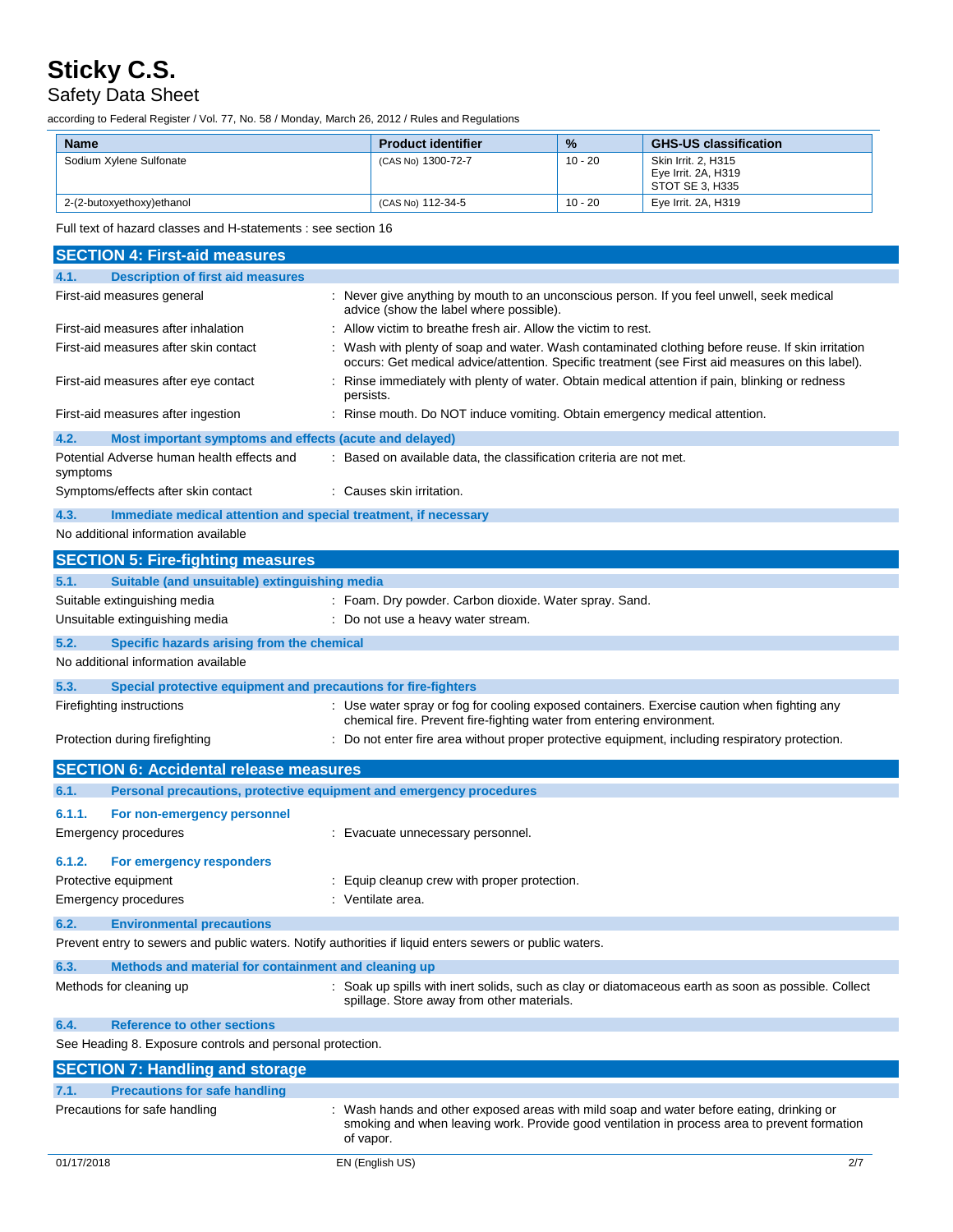| Name | Product identifier | % | GHS-US classification |
| --- | --- | --- | --- |
| Sodium Xylene Sulfonate | (CAS No) 1300-72-7 | 10 - 20 | Skin Irrit. 2, H315<br>Eye Irrit. 2A, H319<br>STOT SE 3, H335 |
| 2-(2-butoxyethoxy)ethanol | (CAS No) 112-34-5 | 10 - 20 | Eye Irrit. 2A, H319 |

Full text of hazard classes and H-statements : see section 16

## SECTION 4: First-aid measures

### 4.1. Description of first aid measures

First-aid measures general : Never give anything by mouth to an unconscious person. If you feel unwell, seek medical advice (show the label where possible).

First-aid measures after inhalation : Allow victim to breathe fresh air. Allow the victim to rest.

First-aid measures after skin contact : Wash with plenty of soap and water. Wash contaminated clothing before reuse. If skin irritation occurs: Get medical advice/attention. Specific treatment (see First aid measures on this label).

First-aid measures after eye contact : Rinse immediately with plenty of water. Obtain medical attention if pain, blinking or redness persists.

First-aid measures after ingestion : Rinse mouth. Do NOT induce vomiting. Obtain emergency medical attention.

### 4.2. Most important symptoms and effects (acute and delayed)

Potential Adverse human health effects and symptoms : Based on available data, the classification criteria are not met.

Symptoms/effects after skin contact : Causes skin irritation.

### 4.3. Immediate medical attention and special treatment, if necessary

No additional information available

## SECTION 5: Fire-fighting measures

### 5.1. Suitable (and unsuitable) extinguishing media

Suitable extinguishing media : Foam. Dry powder. Carbon dioxide. Water spray. Sand.

Unsuitable extinguishing media : Do not use a heavy water stream.

### 5.2. Specific hazards arising from the chemical

No additional information available

### 5.3. Special protective equipment and precautions for fire-fighters

Firefighting instructions : Use water spray or fog for cooling exposed containers. Exercise caution when fighting any chemical fire. Prevent fire-fighting water from entering environment.

Protection during firefighting : Do not enter fire area without proper protective equipment, including respiratory protection.

## SECTION 6: Accidental release measures

### 6.1. Personal precautions, protective equipment and emergency procedures

#### 6.1.1. For non-emergency personnel

Emergency procedures : Evacuate unnecessary personnel.

#### 6.1.2. For emergency responders

Protective equipment : Equip cleanup crew with proper protection.

Emergency procedures : Ventilate area.

### 6.2. Environmental precautions

Prevent entry to sewers and public waters. Notify authorities if liquid enters sewers or public waters.

### 6.3. Methods and material for containment and cleaning up

Methods for cleaning up : Soak up spills with inert solids, such as clay or diatomaceous earth as soon as possible. Collect spillage. Store away from other materials.

### 6.4. Reference to other sections

See Heading 8. Exposure controls and personal protection.

## SECTION 7: Handling and storage

### 7.1. Precautions for safe handling

Precautions for safe handling : Wash hands and other exposed areas with mild soap and water before eating, drinking or smoking and when leaving work. Provide good ventilation in process area to prevent formation of vapor.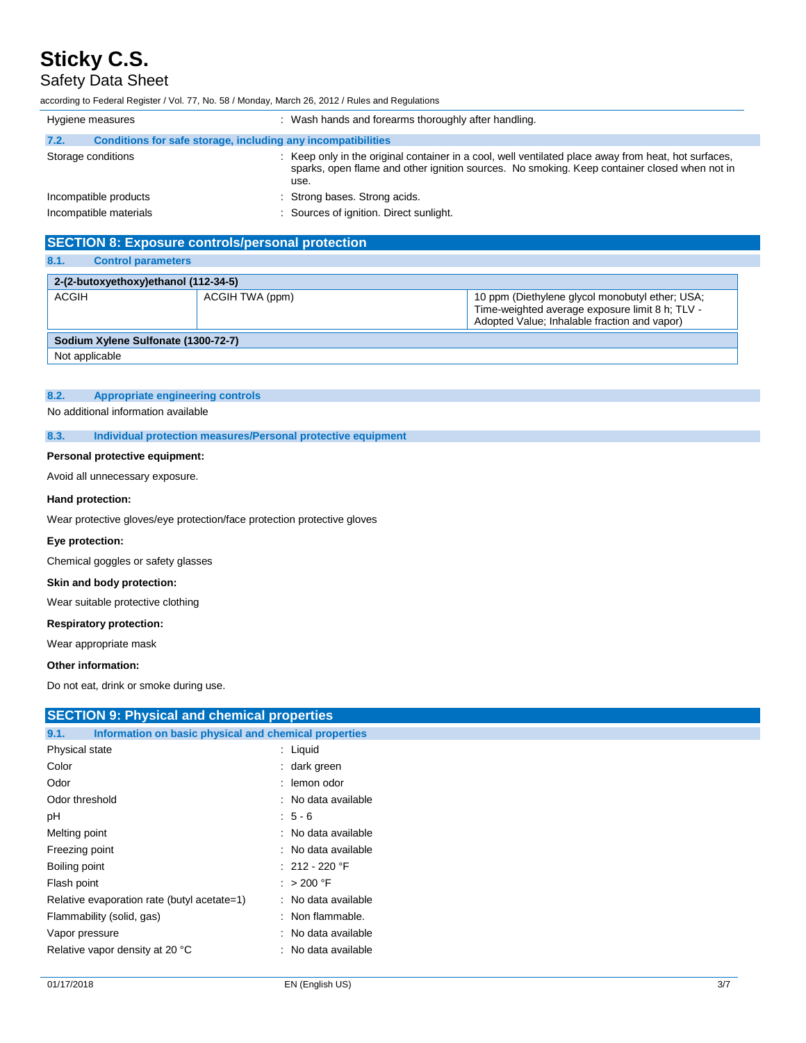| | |
|---|---|
| Hygiene measures | : Wash hands and forearms thoroughly after handling. |

### 7.2. Conditions for safe storage, including any incompatibilities

| | |
|---|---|
| Storage conditions | : Keep only in the original container in a cool, well ventilated place away from heat, hot surfaces, sparks, open flame and other ignition sources. No smoking. Keep container closed when not in use. |
| Incompatible products | : Strong bases. Strong acids. |
| Incompatible materials | : Sources of ignition. Direct sunlight. |

## SECTION 8: Exposure controls/personal protection

### 8.1. Control parameters

| 2-(2-butoxyethoxy)ethanol (112-34-5) | | |
|---|---|---|
| ACGIH | ACGIH TWA (ppm) | 10 ppm (Diethylene glycol monobutyl ether; USA; Time-weighted average exposure limit 8 h; TLV - Adopted Value; Inhalable fraction and vapor) |

| Sodium Xylene Sulfonate (1300-72-7) |
|---|
| Not applicable |

### 8.2. Appropriate engineering controls

No additional information available

### 8.3. Individual protection measures/Personal protective equipment

**Personal protective equipment:**

Avoid all unnecessary exposure.

**Hand protection:**

Wear protective gloves/eye protection/face protection protective gloves

**Eye protection:**

Chemical goggles or safety glasses

**Skin and body protection:**

Wear suitable protective clothing

**Respiratory protection:**

Wear appropriate mask

**Other information:**

Do not eat, drink or smoke during use.

## SECTION 9: Physical and chemical properties

### 9.1. Information on basic physical and chemical properties

| | |
|---|---|
| Physical state | : Liquid |
| Color | : dark green |
| Odor | : lemon odor |
| Odor threshold | : No data available |
| pH | : 5 - 6 |
| Melting point | : No data available |
| Freezing point | : No data available |
| Boiling point | : 212 - 220 °F |
| Flash point | : > 200 °F |
| Relative evaporation rate (butyl acetate=1) | : No data available |
| Flammability (solid, gas) | : Non flammable. |
| Vapor pressure | : No data available |
| Relative vapor density at 20 °C | : No data available |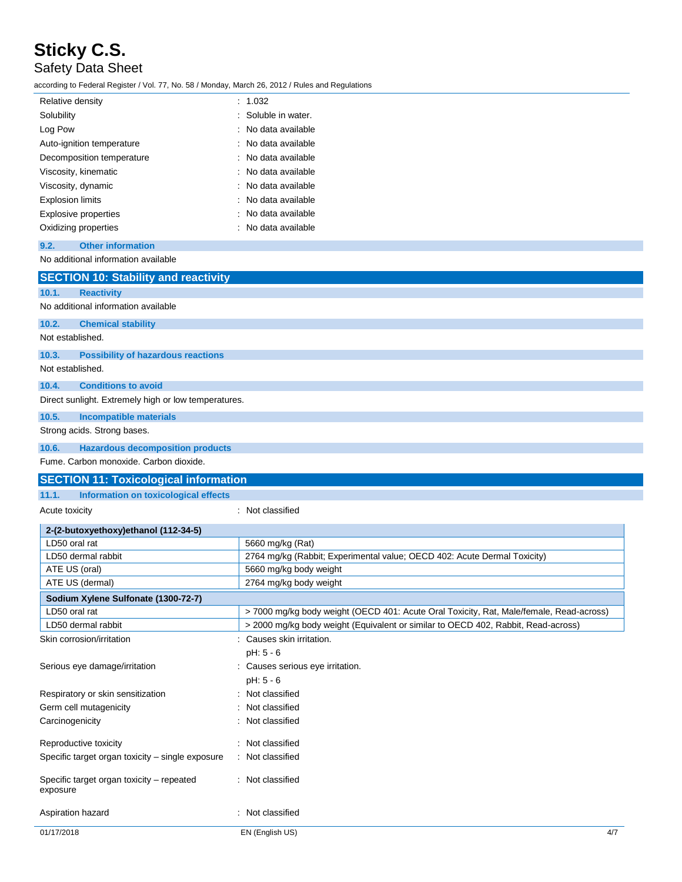| | |
|---|---|
| Relative density | : 1.032 |
| Solubility | : Soluble in water. |
| Log Pow | : No data available |
| Auto-ignition temperature | : No data available |
| Decomposition temperature | : No data available |
| Viscosity, kinematic | : No data available |
| Viscosity, dynamic | : No data available |
| Explosion limits | : No data available |
| Explosive properties | : No data available |
| Oxidizing properties | : No data available |

### 9.2. Other information

No additional information available

## SECTION 10: Stability and reactivity

### 10.1. Reactivity

No additional information available

### 10.2. Chemical stability

Not established.

### 10.3. Possibility of hazardous reactions

Not established.

### 10.4. Conditions to avoid

Direct sunlight. Extremely high or low temperatures.

### 10.5. Incompatible materials

Strong acids. Strong bases.

### 10.6. Hazardous decomposition products

Fume. Carbon monoxide. Carbon dioxide.

## SECTION 11: Toxicological information

### 11.1. Information on toxicological effects

Acute toxicity : Not classified

| **2-(2-butoxyethoxy)ethanol (112-34-5)** | |
|---|---|
| LD50 oral rat | 5660 mg/kg (Rat) |
| LD50 dermal rabbit | 2764 mg/kg (Rabbit; Experimental value; OECD 402: Acute Dermal Toxicity) |
| ATE US (oral) | 5660 mg/kg body weight |
| ATE US (dermal) | 2764 mg/kg body weight |
| **Sodium Xylene Sulfonate (1300-72-7)** | |
| LD50 oral rat | > 7000 mg/kg body weight (OECD 401: Acute Oral Toxicity, Rat, Male/female, Read-across) |
| LD50 dermal rabbit | > 2000 mg/kg body weight (Equivalent or similar to OECD 402, Rabbit, Read-across) |

| | |
|---|---|
| Skin corrosion/irritation | : Causes skin irritation.<br>pH: 5 - 6 |
| Serious eye damage/irritation | : Causes serious eye irritation.<br>pH: 5 - 6 |
| Respiratory or skin sensitization | : Not classified |
| Germ cell mutagenicity | : Not classified |
| Carcinogenicity | : Not classified |
| Reproductive toxicity | : Not classified |
| Specific target organ toxicity – single exposure | : Not classified |
| Specific target organ toxicity – repeated exposure | : Not classified |
| Aspiration hazard | : Not classified |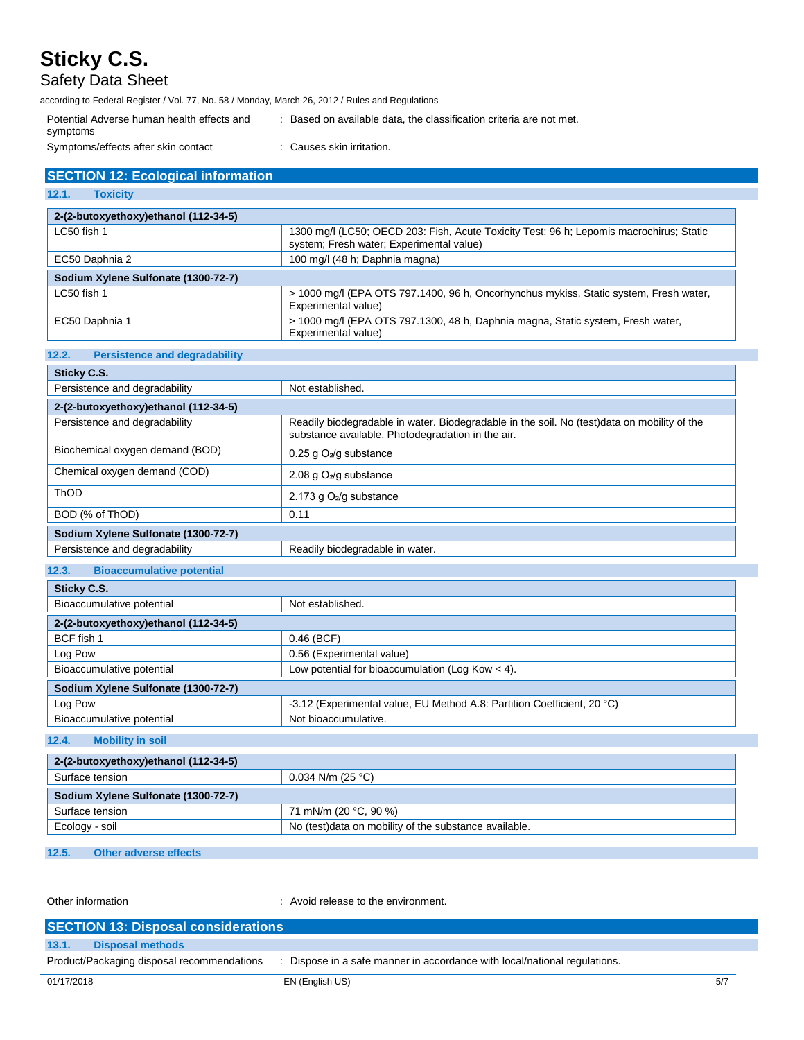| | |
|---|---|
| Potential Adverse human health effects and symptoms | : Based on available data, the classification criteria are not met. |
| Symptoms/effects after skin contact | : Causes skin irritation. |

## SECTION 12: Ecological information

### 12.1. Toxicity

| 2-(2-butoxyethoxy)ethanol (112-34-5) | |
|---|---|
| LC50 fish 1 | 1300 mg/l (LC50; OECD 203: Fish, Acute Toxicity Test; 96 h; Lepomis macrochirus; Static system; Fresh water; Experimental value) |
| EC50 Daphnia 2 | 100 mg/l (48 h; Daphnia magna) |
| **Sodium Xylene Sulfonate (1300-72-7)** | |
| LC50 fish 1 | > 1000 mg/l (EPA OTS 797.1400, 96 h, Oncorhynchus mykiss, Static system, Fresh water, Experimental value) |
| EC50 Daphnia 1 | > 1000 mg/l (EPA OTS 797.1300, 48 h, Daphnia magna, Static system, Fresh water, Experimental value) |

### 12.2. Persistence and degradability

| Sticky C.S. | |
|---|---|
| Persistence and degradability | Not established. |
| **2-(2-butoxyethoxy)ethanol (112-34-5)** | |
| Persistence and degradability | Readily biodegradable in water. Biodegradable in the soil. No (test)data on mobility of the substance available. Photodegradation in the air. |
| Biochemical oxygen demand (BOD) | 0.25 g $O_2$/g substance |
| Chemical oxygen demand (COD) | 2.08 g $O_2$/g substance |
| ThOD | 2.173 g $O_2$/g substance |
| BOD (% of ThOD) | 0.11 |
| **Sodium Xylene Sulfonate (1300-72-7)** | |
| Persistence and degradability | Readily biodegradable in water. |

### 12.3. Bioaccumulative potential

| Sticky C.S. | |
|---|---|
| Bioaccumulative potential | Not established. |
| **2-(2-butoxyethoxy)ethanol (112-34-5)** | |
| BCF fish 1 | 0.46 (BCF) |
| Log Pow | 0.56 (Experimental value) |
| Bioaccumulative potential | Low potential for bioaccumulation (Log Kow < 4). |
| **Sodium Xylene Sulfonate (1300-72-7)** | |
| Log Pow | -3.12 (Experimental value, EU Method A.8: Partition Coefficient, 20 °C) |
| Bioaccumulative potential | Not bioaccumulative. |

### 12.4. Mobility in soil

| 2-(2-butoxyethoxy)ethanol (112-34-5) | |
|---|---|
| Surface tension | 0.034 N/m (25 °C) |
| **Sodium Xylene Sulfonate (1300-72-7)** | |
| Surface tension | 71 mN/m (20 °C, 90 %) |
| Ecology - soil | No (test)data on mobility of the substance available. |

### 12.5. Other adverse effects

Other information : Avoid release to the environment.

## SECTION 13: Disposal considerations

### 13.1. Disposal methods

Product/Packaging disposal recommendations : Dispose in a safe manner in accordance with local/national regulations.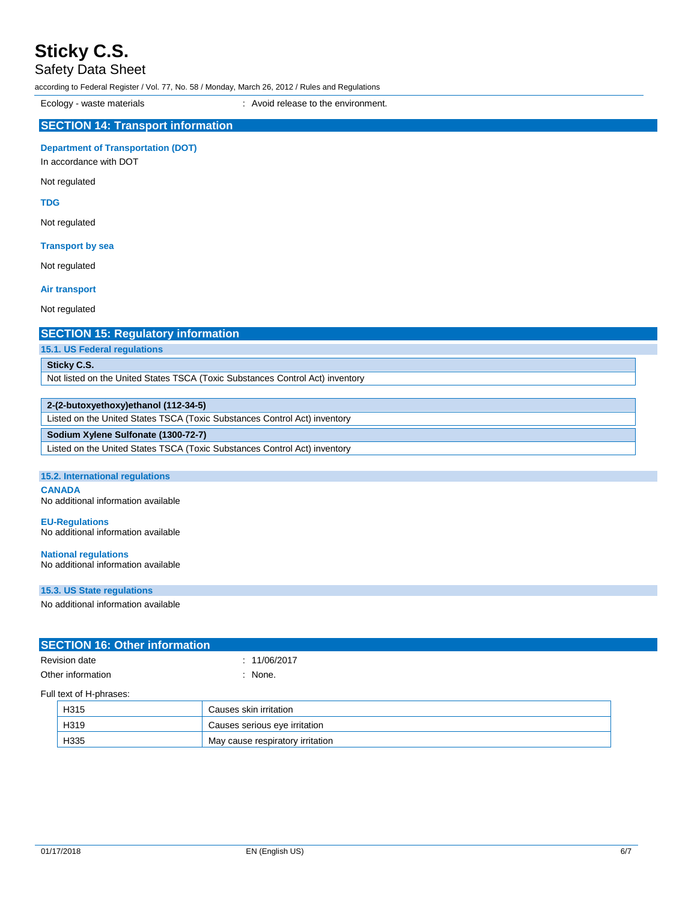Ecology - waste materials : Avoid release to the environment.

## SECTION 14: Transport information

### Department of Transportation (DOT)

In accordance with DOT

Not regulated

### TDG

Not regulated

### Transport by sea

Not regulated

### Air transport

Not regulated

## SECTION 15: Regulatory information

### 15.1. US Federal regulations

| Sticky C.S. |
|---|
| Not listed on the United States TSCA (Toxic Substances Control Act) inventory |

| 2-(2-butoxyethoxy)ethanol (112-34-5) |
|---|
| Listed on the United States TSCA (Toxic Substances Control Act) inventory |
| **Sodium Xylene Sulfonate (1300-72-7)** |
| Listed on the United States TSCA (Toxic Substances Control Act) inventory |

### 15.2. International regulations

**CANADA**

No additional information available

**EU-Regulations**

No additional information available

**National regulations**

No additional information available

### 15.3. US State regulations

No additional information available

## SECTION 16: Other information

Revision date : 11/06/2017

Other information : None.

Full text of H-phrases:

| | |
|---|---|
| H315 | Causes skin irritation |
| H319 | Causes serious eye irritation |
| H335 | May cause respiratory irritation |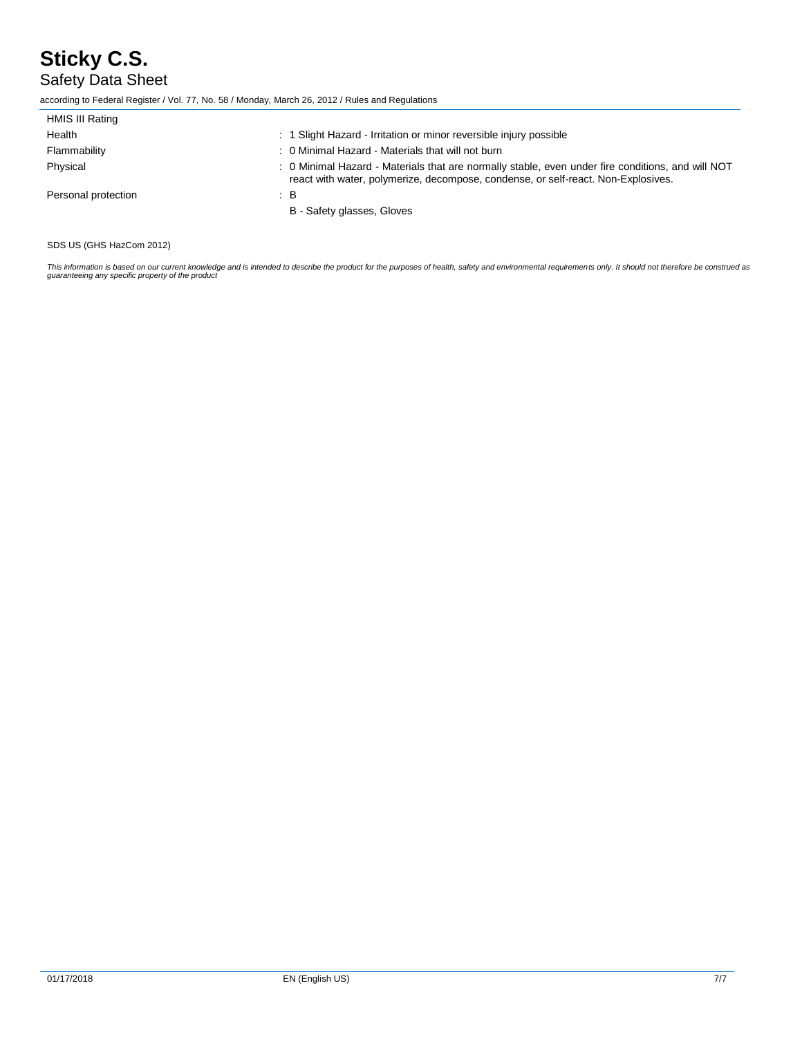HMIS III Rating

| | |
|---|---|
| Health | : 1 Slight Hazard - Irritation or minor reversible injury possible |
| Flammability | : 0 Minimal Hazard - Materials that will not burn |
| Physical | : 0 Minimal Hazard - Materials that are normally stable, even under fire conditions, and will NOT react with water, polymerize, decompose, condense, or self-react. Non-Explosives. |
| Personal protection | : B<br>B - Safety glasses, Gloves |

SDS US (GHS HazCom 2012)

*This information is based on our current knowledge and is intended to describe the product for the purposes of health, safety and environmental requirements only. It should not therefore be construed as guaranteeing any specific property of the product*